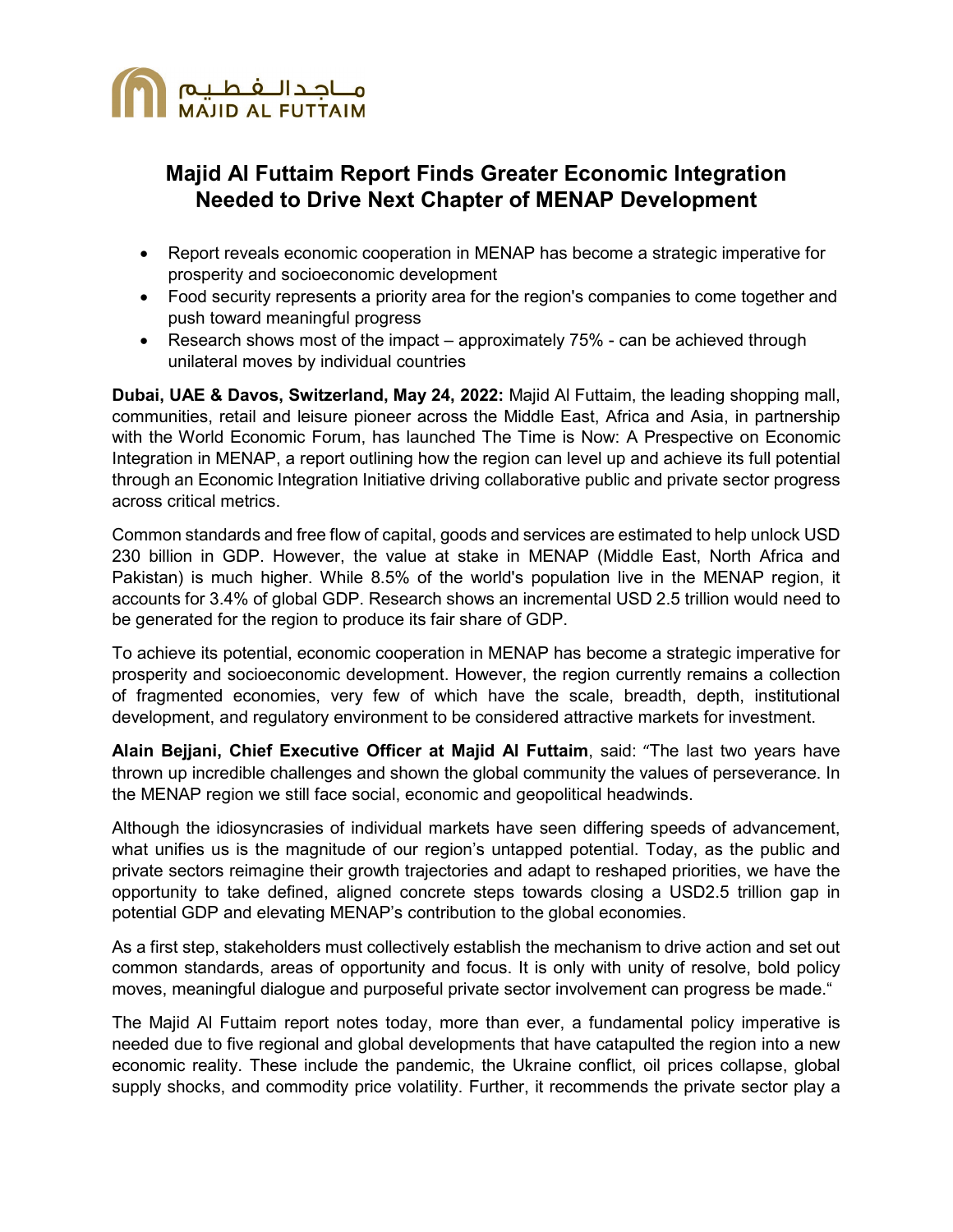# Majid Al Futtaim Report Finds Greater Economic Integration Needed to Drive Next Chapter of MENAP Development

- Report reveals economic cooperation in MENAP has become a strategic imperative for prosperity and socioeconomic development
- Food security represents a priority area for the region's companies to come together and push toward meaningful progress
- Research shows most of the impact – approximately 75% - can be achieved through unilateral moves by individual countries

**Dubai, UAE & Davos, Switzerland, May 24, 2022:** Majid Al Futtaim, the leading shopping mall, communities, retail and leisure pioneer across the Middle East, Africa and Asia, in partnership with the World Economic Forum, has launched The Time is Now: A Prespective on Economic Integration in MENAP, a report outlining how the region can level up and achieve its full potential through an Economic Integration Initiative driving collaborative public and private sector progress across critical metrics.

Common standards and free flow of capital, goods and services are estimated to help unlock USD 230 billion in GDP. However, the value at stake in MENAP (Middle East, North Africa and Pakistan) is much higher. While 8.5% of the world's population live in the MENAP region, it accounts for 3.4% of global GDP. Research shows an incremental USD 2.5 trillion would need to be generated for the region to produce its fair share of GDP.

To achieve its potential, economic cooperation in MENAP has become a strategic imperative for prosperity and socioeconomic development. However, the region currently remains a collection of fragmented economies, very few of which have the scale, breadth, depth, institutional development, and regulatory environment to be considered attractive markets for investment.

**Alain Bejjani, Chief Executive Officer at Majid Al Futtaim**, said: "The last two years have thrown up incredible challenges and shown the global community the values of perseverance. In the MENAP region we still face social, economic and geopolitical headwinds.

Although the idiosyncrasies of individual markets have seen differing speeds of advancement, what unifies us is the magnitude of our region's untapped potential. Today, as the public and private sectors reimagine their growth trajectories and adapt to reshaped priorities, we have the opportunity to take defined, aligned concrete steps towards closing a USD2.5 trillion gap in potential GDP and elevating MENAP's contribution to the global economies.

As a first step, stakeholders must collectively establish the mechanism to drive action and set out common standards, areas of opportunity and focus. It is only with unity of resolve, bold policy moves, meaningful dialogue and purposeful private sector involvement can progress be made."

The Majid Al Futtaim report notes today, more than ever, a fundamental policy imperative is needed due to five regional and global developments that have catapulted the region into a new economic reality. These include the pandemic, the Ukraine conflict, oil prices collapse, global supply shocks, and commodity price volatility. Further, it recommends the private sector play a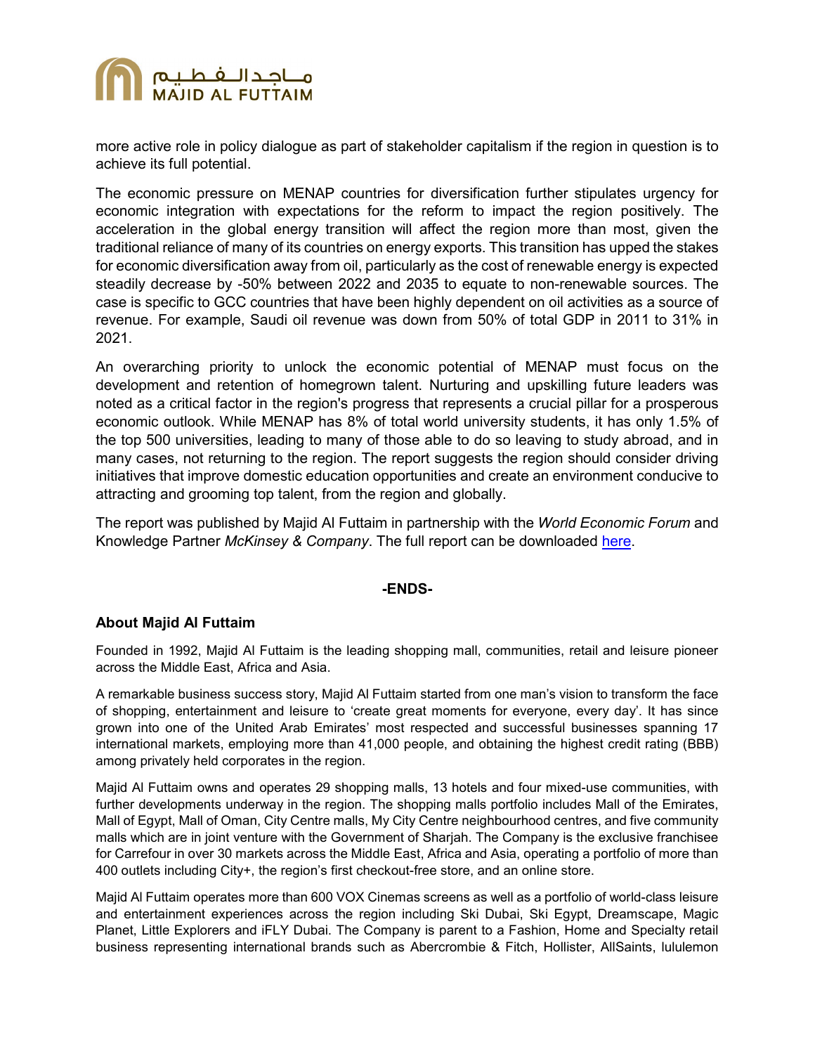more active role in policy dialogue as part of stakeholder capitalism if the region in question is to achieve its full potential.

The economic pressure on MENAP countries for diversification further stipulates urgency for economic integration with expectations for the reform to impact the region positively. The acceleration in the global energy transition will affect the region more than most, given the traditional reliance of many of its countries on energy exports. This transition has upped the stakes for economic diversification away from oil, particularly as the cost of renewable energy is expected steadily decrease by -50% between 2022 and 2035 to equate to non-renewable sources. The case is specific to GCC countries that have been highly dependent on oil activities as a source of revenue. For example, Saudi oil revenue was down from 50% of total GDP in 2011 to 31% in 2021.

An overarching priority to unlock the economic potential of MENAP must focus on the development and retention of homegrown talent. Nurturing and upskilling future leaders was noted as a critical factor in the region's progress that represents a crucial pillar for a prosperous economic outlook. While MENAP has 8% of total world university students, it has only 1.5% of the top 500 universities, leading to many of those able to do so leaving to study abroad, and in many cases, not returning to the region. The report suggests the region should consider driving initiatives that improve domestic education opportunities and create an environment conducive to attracting and grooming top talent, from the region and globally.

The report was published by Majid Al Futtaim in partnership with the *World Economic Forum* and Knowledge Partner *McKinsey & Company*. The full report can be downloaded here.

**-ENDS-**

### About Majid Al Futtaim

Founded in 1992, Majid Al Futtaim is the leading shopping mall, communities, retail and leisure pioneer across the Middle East, Africa and Asia.

A remarkable business success story, Majid Al Futtaim started from one man's vision to transform the face of shopping, entertainment and leisure to 'create great moments for everyone, every day'. It has since grown into one of the United Arab Emirates' most respected and successful businesses spanning 17 international markets, employing more than 41,000 people, and obtaining the highest credit rating (BBB) among privately held corporates in the region.

Majid Al Futtaim owns and operates 29 shopping malls, 13 hotels and four mixed-use communities, with further developments underway in the region. The shopping malls portfolio includes Mall of the Emirates, Mall of Egypt, Mall of Oman, City Centre malls, My City Centre neighbourhood centres, and five community malls which are in joint venture with the Government of Sharjah. The Company is the exclusive franchisee for Carrefour in over 30 markets across the Middle East, Africa and Asia, operating a portfolio of more than 400 outlets including City+, the region's first checkout-free store, and an online store.

Majid Al Futtaim operates more than 600 VOX Cinemas screens as well as a portfolio of world-class leisure and entertainment experiences across the region including Ski Dubai, Ski Egypt, Dreamscape, Magic Planet, Little Explorers and iFLY Dubai. The Company is parent to a Fashion, Home and Specialty retail business representing international brands such as Abercrombie & Fitch, Hollister, AllSaints, lululemon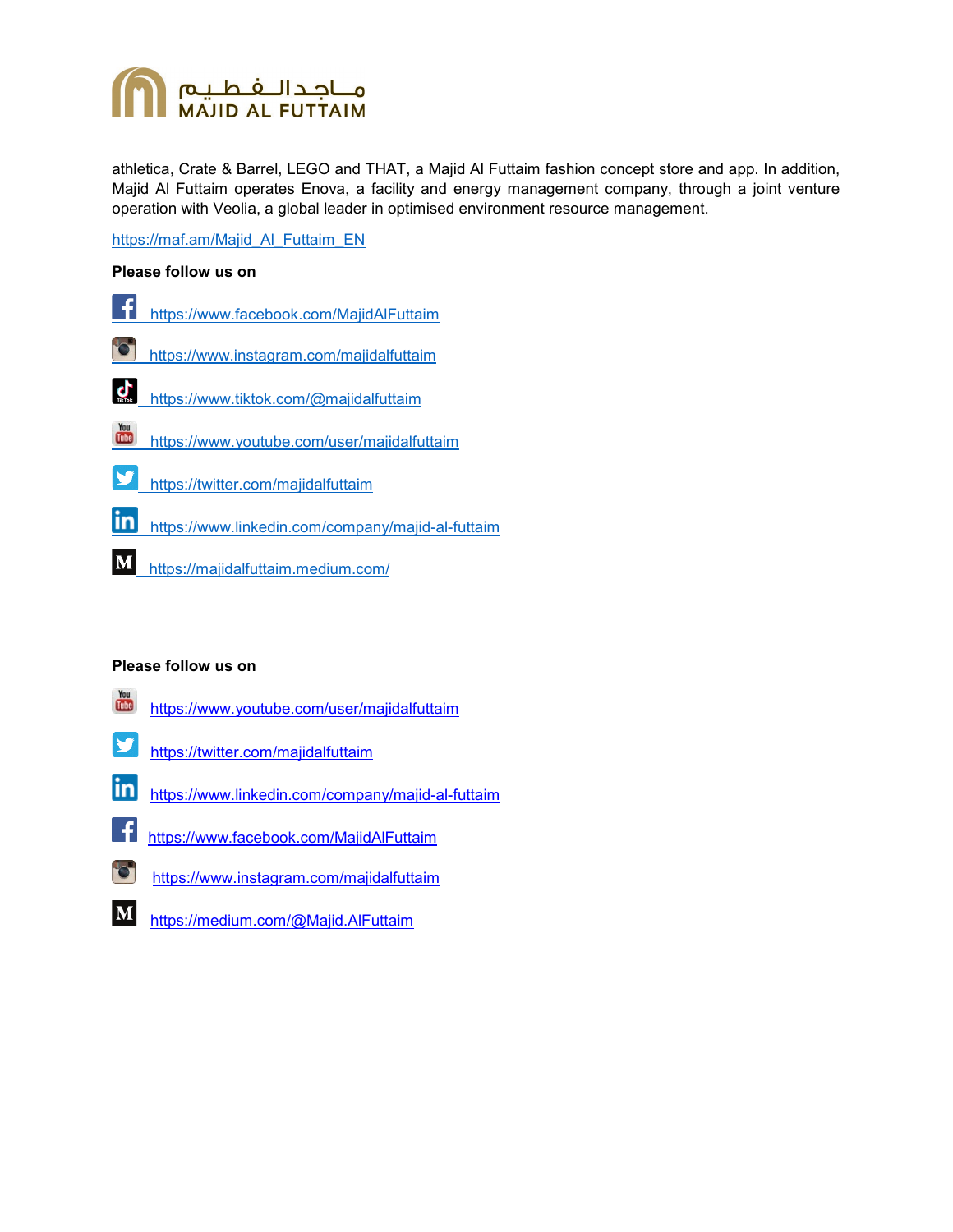athletica, Crate & Barrel, LEGO and THAT, a Majid Al Futtaim fashion concept store and app. In addition, Majid Al Futtaim operates Enova, a facility and energy management company, through a joint venture operation with Veolia, a global leader in optimised environment resource management.

https://maf.am/Majid_Al_Futtaim_EN

**Please follow us on**

https://www.facebook.com/MajidAlFuttaim

https://www.instagram.com/majidalfuttaim

https://www.tiktok.com/@majidalfuttaim

https://www.youtube.com/user/majidalfuttaim

https://twitter.com/majidalfuttaim

https://www.linkedin.com/company/majid-al-futtaim

https://majidalfuttaim.medium.com/

**Please follow us on**

https://www.youtube.com/user/majidalfuttaim

https://twitter.com/majidalfuttaim

https://www.linkedin.com/company/majid-al-futtaim

https://www.facebook.com/MajidAlFuttaim

https://www.instagram.com/majidalfuttaim

https://medium.com/@Majid.AlFuttaim